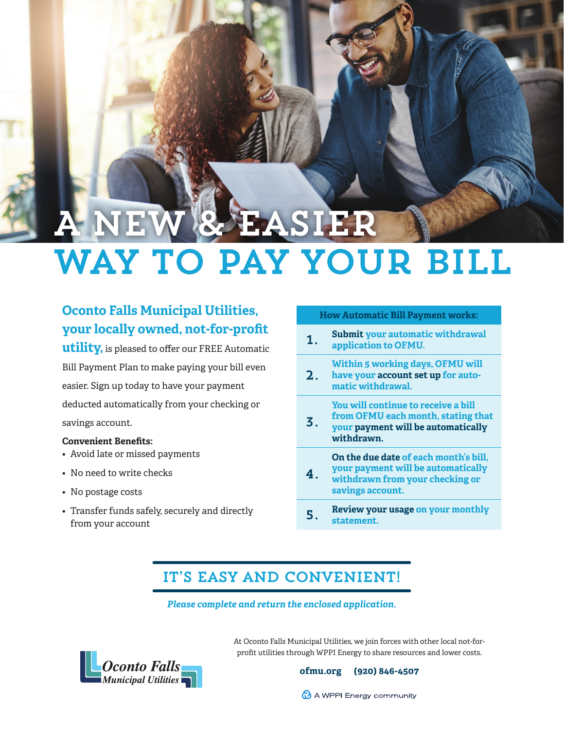# A NEW & EASIER WAY TO PAY YOUR BILL

**Oconto Falls Municipal Utilities, your locally owned, not-for-profit utility,** is pleased to offer our FREE Automatic Bill Payment Plan to make paying your bill even easier. Sign up today to have your payment deducted automatically from your checking or savings account.

**Convenient Benefits:**

- Avoid late or missed payments
- No need to write checks
- No postage costs
- Transfer funds safely, securely and directly from your account

| How Automatic Bill Payment works: | |
|---|---|
| 1. | **Submit** your automatic withdrawal application to OFMU. |
| 2. | Within 5 working days, OFMU will have your **account set up** for automatic withdrawal. |
| 3. | You will continue to receive a bill from OFMU each month, stating that your **payment will be automatically withdrawn.** |
| 4. | **On the due date** of each month's bill, your payment will be automatically withdrawn from your checking or savings account. |
| 5. | **Review your usage** on your monthly statement. |

## IT'S EASY AND CONVENIENT!

***Please complete and return the enclosed application.***

Oconto Falls Municipal Utilities

At Oconto Falls Municipal Utilities, we join forces with other local not-for-profit utilities through WPPI Energy to share resources and lower costs.

**ofmu.org (920) 846-4507**

A WPPI Energy community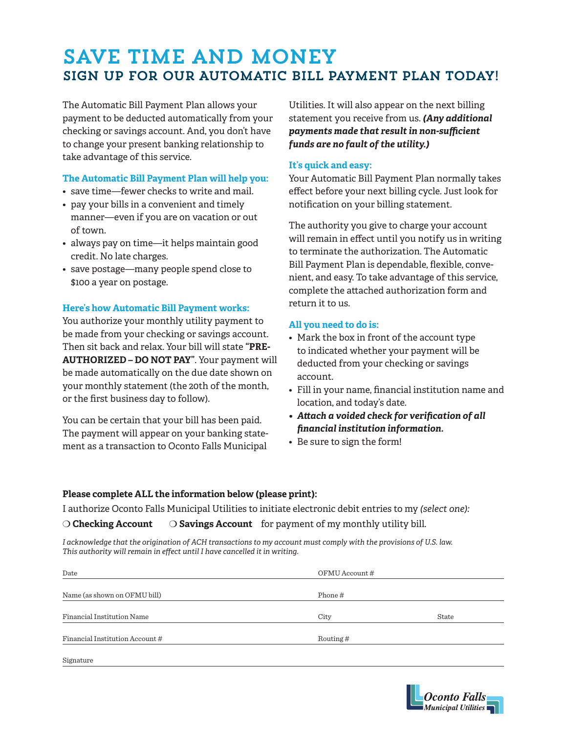# SAVE TIME AND MONEY

## SIGN UP FOR OUR AUTOMATIC BILL PAYMENT PLAN TODAY!

The Automatic Bill Payment Plan allows your payment to be deducted automatically from your checking or savings account. And, you don't have to change your present banking relationship to take advantage of this service.

**The Automatic Bill Payment Plan will help you:**

- save time—fewer checks to write and mail.
- pay your bills in a convenient and timely manner—even if you are on vacation or out of town.
- always pay on time—it helps maintain good credit. No late charges.
- save postage—many people spend close to $100 a year on postage.

**Here's how Automatic Bill Payment works:**

You authorize your monthly utility payment to be made from your checking or savings account. Then sit back and relax. Your bill will state **"PRE-AUTHORIZED – DO NOT PAY"**. Your payment will be made automatically on the due date shown on your monthly statement (the 20th of the month, or the first business day to follow).

You can be certain that your bill has been paid. The payment will appear on your banking statement as a transaction to Oconto Falls Municipal Utilities. It will also appear on the next billing statement you receive from us. ***(Any additional payments made that result in non-sufficient funds are no fault of the utility.)***

**It's quick and easy:**

Your Automatic Bill Payment Plan normally takes effect before your next billing cycle. Just look for notification on your billing statement.

The authority you give to charge your account will remain in effect until you notify us in writing to terminate the authorization. The Automatic Bill Payment Plan is dependable, flexible, convenient, and easy. To take advantage of this service, complete the attached authorization form and return it to us.

**All you need to do is:**

- Mark the box in front of the account type to indicated whether your payment will be deducted from your checking or savings account.
- Fill in your name, financial institution name and location, and today's date.
- ***Attach a voided check for verification of all financial institution information.***
- Be sure to sign the form!

**Please complete ALL the information below (please print):**

I authorize Oconto Falls Municipal Utilities to initiate electronic debit entries to my *(select one):*

❍ **Checking Account** ❍ **Savings Account** for payment of my monthly utility bill.

*I acknowledge that the origination of ACH transactions to my account must comply with the provisions of U.S. law. This authority will remain in effect until I have cancelled it in writing.*

Date ______________________ OFMU Account # ______________________

Name (as shown on OFMU bill) ______________________ Phone # ______________________

Financial Institution Name ______________________ City ______________ State ________

Financial Institution Account # ______________________ Routing # ______________________

Signature ______________________

Oconto Falls Municipal Utilities